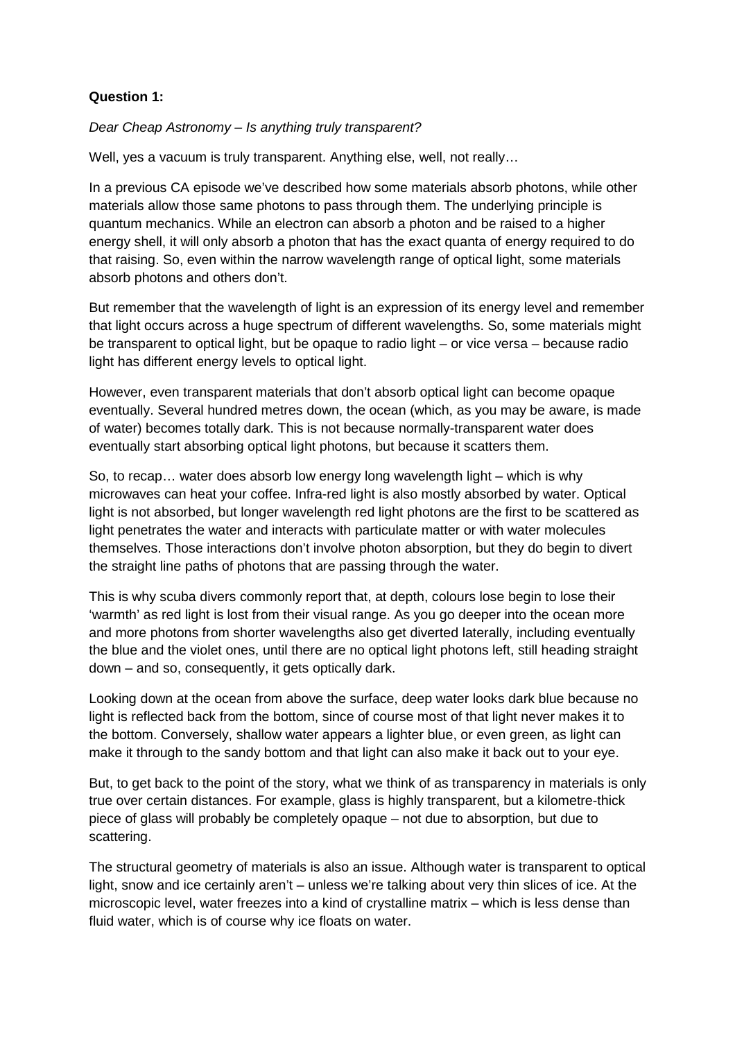**Question 1:**

*Dear Cheap Astronomy – Is anything truly transparent?*

Well, yes a vacuum is truly transparent. Anything else, well, not really…

In a previous CA episode we've described how some materials absorb photons, while other materials allow those same photons to pass through them. The underlying principle is quantum mechanics. While an electron can absorb a photon and be raised to a higher energy shell, it will only absorb a photon that has the exact quanta of energy required to do that raising. So, even within the narrow wavelength range of optical light, some materials absorb photons and others don't.

But remember that the wavelength of light is an expression of its energy level and remember that light occurs across a huge spectrum of different wavelengths. So, some materials might be transparent to optical light, but be opaque to radio light – or vice versa – because radio light has different energy levels to optical light.

However, even transparent materials that don't absorb optical light can become opaque eventually. Several hundred metres down, the ocean (which, as you may be aware, is made of water) becomes totally dark. This is not because normally-transparent water does eventually start absorbing optical light photons, but because it scatters them.

So, to recap… water does absorb low energy long wavelength light – which is why microwaves can heat your coffee. Infra-red light is also mostly absorbed by water. Optical light is not absorbed, but longer wavelength red light photons are the first to be scattered as light penetrates the water and interacts with particulate matter or with water molecules themselves. Those interactions don't involve photon absorption, but they do begin to divert the straight line paths of photons that are passing through the water.

This is why scuba divers commonly report that, at depth, colours lose begin to lose their 'warmth' as red light is lost from their visual range. As you go deeper into the ocean more and more photons from shorter wavelengths also get diverted laterally, including eventually the blue and the violet ones, until there are no optical light photons left, still heading straight down – and so, consequently, it gets optically dark.

Looking down at the ocean from above the surface, deep water looks dark blue because no light is reflected back from the bottom, since of course most of that light never makes it to the bottom. Conversely, shallow water appears a lighter blue, or even green, as light can make it through to the sandy bottom and that light can also make it back out to your eye.

But, to get back to the point of the story, what we think of as transparency in materials is only true over certain distances. For example, glass is highly transparent, but a kilometre-thick piece of glass will probably be completely opaque – not due to absorption, but due to scattering.

The structural geometry of materials is also an issue. Although water is transparent to optical light, snow and ice certainly aren't – unless we're talking about very thin slices of ice. At the microscopic level, water freezes into a kind of crystalline matrix – which is less dense than fluid water, which is of course why ice floats on water.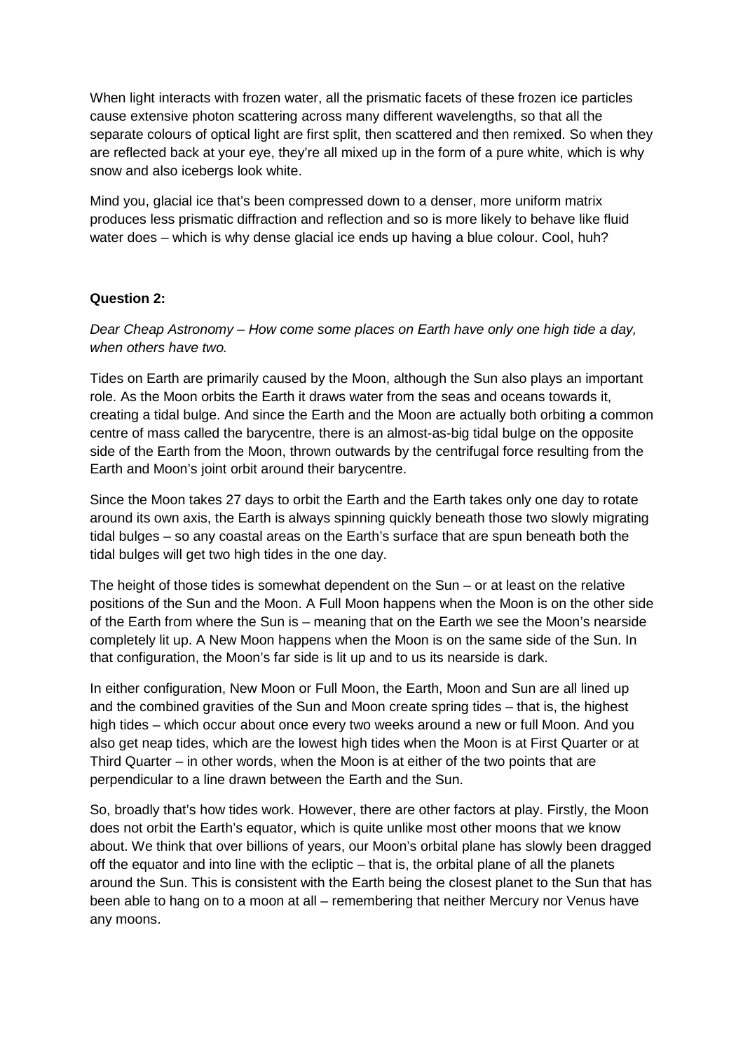When light interacts with frozen water, all the prismatic facets of these frozen ice particles cause extensive photon scattering across many different wavelengths, so that all the separate colours of optical light are first split, then scattered and then remixed. So when they are reflected back at your eye, they're all mixed up in the form of a pure white, which is why snow and also icebergs look white.

Mind you, glacial ice that's been compressed down to a denser, more uniform matrix produces less prismatic diffraction and reflection and so is more likely to behave like fluid water does – which is why dense glacial ice ends up having a blue colour. Cool, huh?

**Question 2:**

*Dear Cheap Astronomy – How come some places on Earth have only one high tide a day, when others have two.*

Tides on Earth are primarily caused by the Moon, although the Sun also plays an important role. As the Moon orbits the Earth it draws water from the seas and oceans towards it, creating a tidal bulge. And since the Earth and the Moon are actually both orbiting a common centre of mass called the barycentre, there is an almost-as-big tidal bulge on the opposite side of the Earth from the Moon, thrown outwards by the centrifugal force resulting from the Earth and Moon's joint orbit around their barycentre.

Since the Moon takes 27 days to orbit the Earth and the Earth takes only one day to rotate around its own axis, the Earth is always spinning quickly beneath those two slowly migrating tidal bulges – so any coastal areas on the Earth's surface that are spun beneath both the tidal bulges will get two high tides in the one day.

The height of those tides is somewhat dependent on the Sun – or at least on the relative positions of the Sun and the Moon. A Full Moon happens when the Moon is on the other side of the Earth from where the Sun is – meaning that on the Earth we see the Moon's nearside completely lit up. A New Moon happens when the Moon is on the same side of the Sun. In that configuration, the Moon's far side is lit up and to us its nearside is dark.

In either configuration, New Moon or Full Moon, the Earth, Moon and Sun are all lined up and the combined gravities of the Sun and Moon create spring tides – that is, the highest high tides – which occur about once every two weeks around a new or full Moon. And you also get neap tides, which are the lowest high tides when the Moon is at First Quarter or at Third Quarter – in other words, when the Moon is at either of the two points that are perpendicular to a line drawn between the Earth and the Sun.

So, broadly that's how tides work. However, there are other factors at play. Firstly, the Moon does not orbit the Earth's equator, which is quite unlike most other moons that we know about. We think that over billions of years, our Moon's orbital plane has slowly been dragged off the equator and into line with the ecliptic – that is, the orbital plane of all the planets around the Sun. This is consistent with the Earth being the closest planet to the Sun that has been able to hang on to a moon at all – remembering that neither Mercury nor Venus have any moons.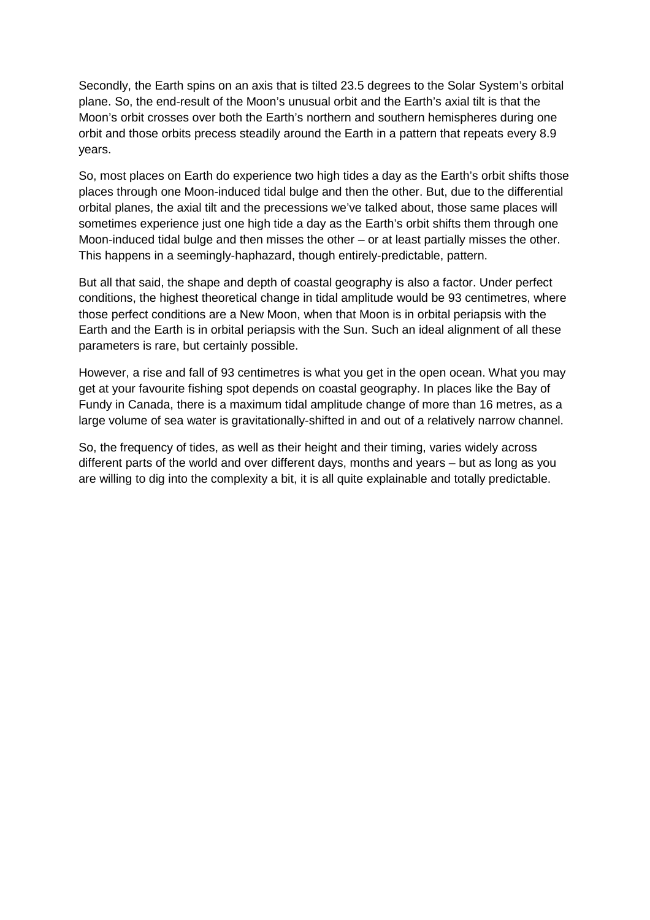Secondly, the Earth spins on an axis that is tilted 23.5 degrees to the Solar System's orbital plane. So, the end-result of the Moon's unusual orbit and the Earth's axial tilt is that the Moon's orbit crosses over both the Earth's northern and southern hemispheres during one orbit and those orbits precess steadily around the Earth in a pattern that repeats every 8.9 years.

So, most places on Earth do experience two high tides a day as the Earth's orbit shifts those places through one Moon-induced tidal bulge and then the other. But, due to the differential orbital planes, the axial tilt and the precessions we've talked about, those same places will sometimes experience just one high tide a day as the Earth's orbit shifts them through one Moon-induced tidal bulge and then misses the other – or at least partially misses the other. This happens in a seemingly-haphazard, though entirely-predictable, pattern.

But all that said, the shape and depth of coastal geography is also a factor. Under perfect conditions, the highest theoretical change in tidal amplitude would be 93 centimetres, where those perfect conditions are a New Moon, when that Moon is in orbital periapsis with the Earth and the Earth is in orbital periapsis with the Sun. Such an ideal alignment of all these parameters is rare, but certainly possible.

However, a rise and fall of 93 centimetres is what you get in the open ocean. What you may get at your favourite fishing spot depends on coastal geography. In places like the Bay of Fundy in Canada, there is a maximum tidal amplitude change of more than 16 metres, as a large volume of sea water is gravitationally-shifted in and out of a relatively narrow channel.

So, the frequency of tides, as well as their height and their timing, varies widely across different parts of the world and over different days, months and years – but as long as you are willing to dig into the complexity a bit, it is all quite explainable and totally predictable.